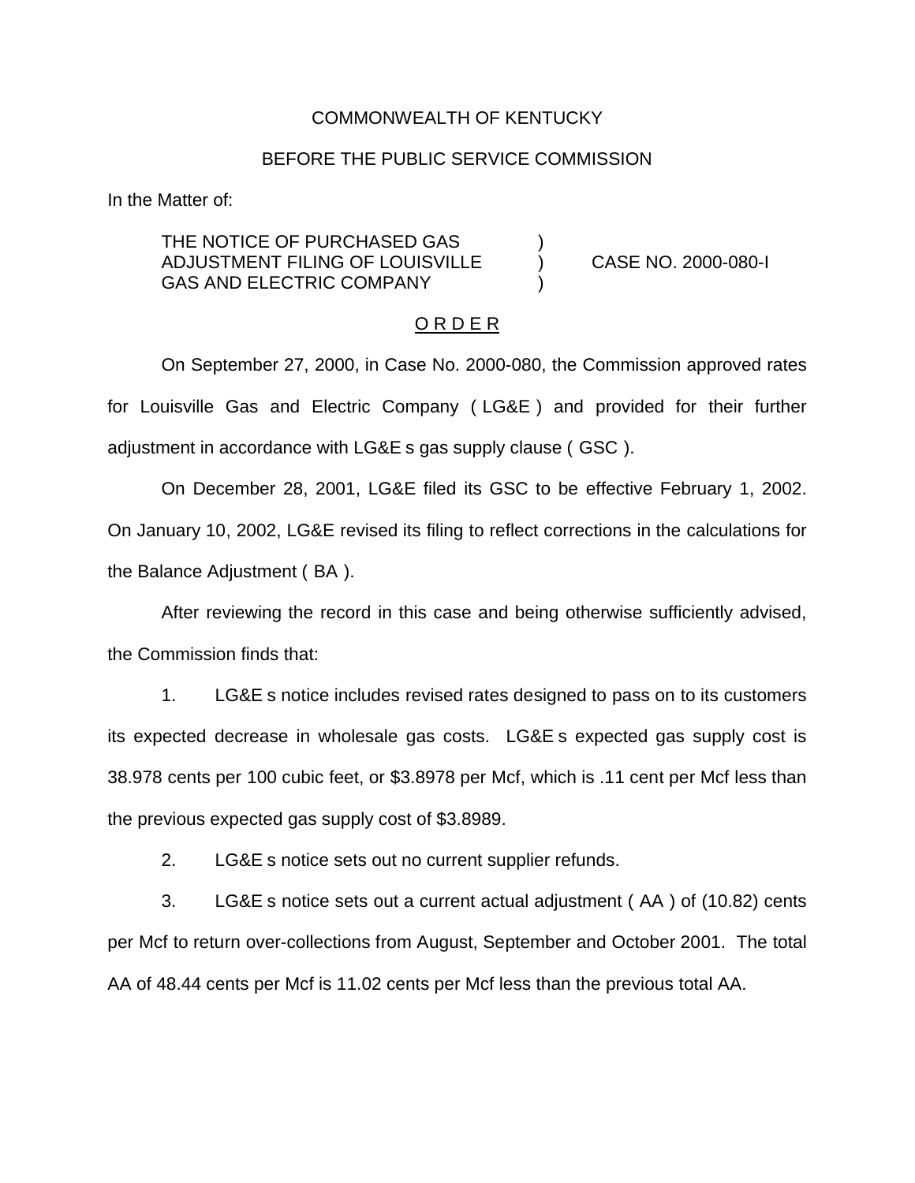COMMONWEALTH OF KENTUCKY

BEFORE THE PUBLIC SERVICE COMMISSION

In the Matter of:

THE NOTICE OF PURCHASED GAS ADJUSTMENT FILING OF LOUISVILLE GAS AND ELECTRIC COMPANY ) CASE NO. 2000-080-I

O R D E R

On September 27, 2000, in Case No. 2000-080, the Commission approved rates for Louisville Gas and Electric Company ( LG&E ) and provided for their further adjustment in accordance with LG&E s gas supply clause ( GSC ).

On December 28, 2001, LG&E filed its GSC to be effective February 1, 2002. On January 10, 2002, LG&E revised its filing to reflect corrections in the calculations for the Balance Adjustment ( BA ).

After reviewing the record in this case and being otherwise sufficiently advised, the Commission finds that:

1. LG&E s notice includes revised rates designed to pass on to its customers its expected decrease in wholesale gas costs. LG&E s expected gas supply cost is 38.978 cents per 100 cubic feet, or $3.8978 per Mcf, which is .11 cent per Mcf less than the previous expected gas supply cost of $3.8989.

2. LG&E s notice sets out no current supplier refunds.

3. LG&E s notice sets out a current actual adjustment ( AA ) of (10.82) cents per Mcf to return over-collections from August, September and October 2001. The total AA of 48.44 cents per Mcf is 11.02 cents per Mcf less than the previous total AA.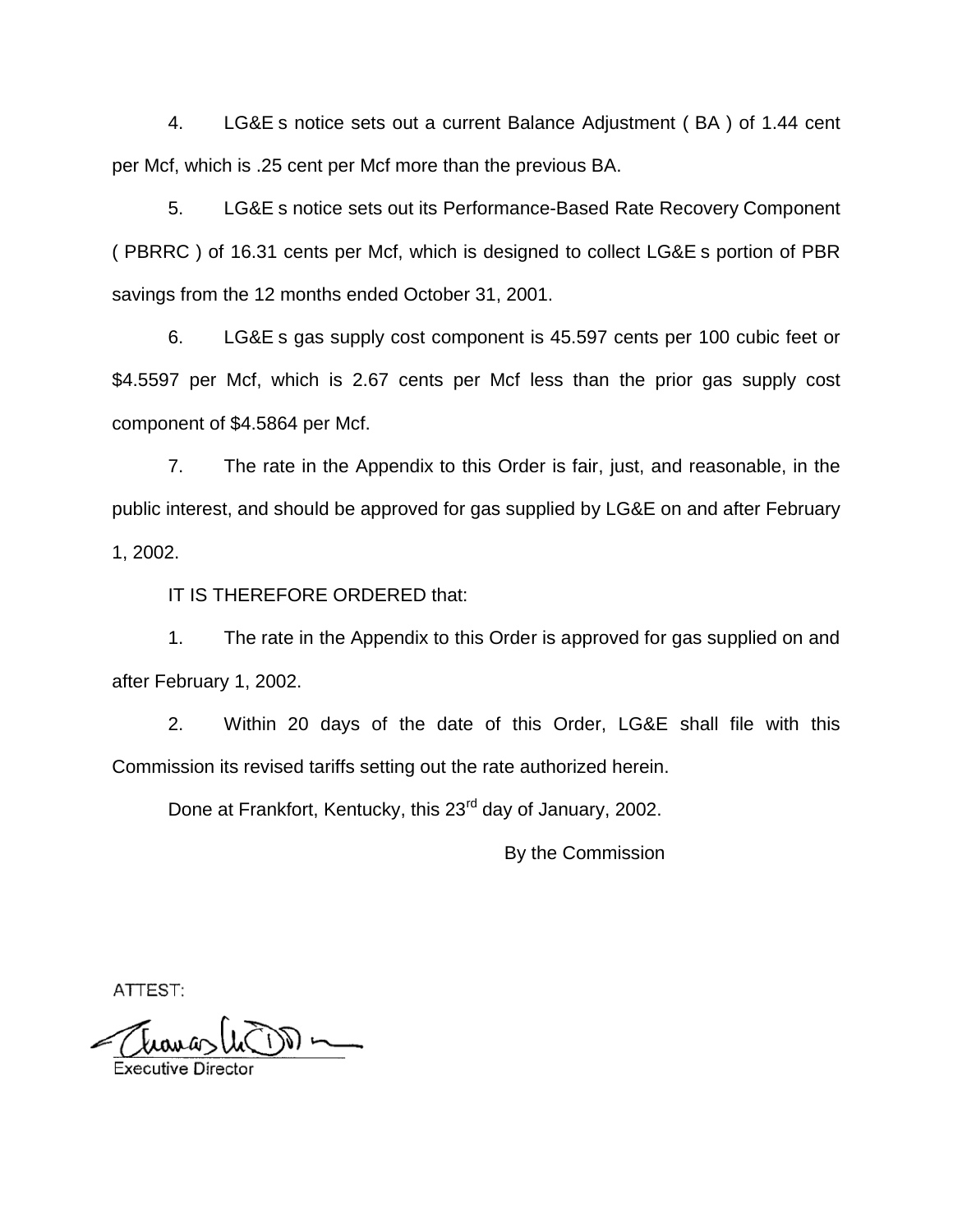4. LG&E s notice sets out a current Balance Adjustment ( BA ) of 1.44 cent per Mcf, which is .25 cent per Mcf more than the previous BA.

5. LG&E s notice sets out its Performance-Based Rate Recovery Component ( PBRRC ) of 16.31 cents per Mcf, which is designed to collect LG&E s portion of PBR savings from the 12 months ended October 31, 2001.

6. LG&E s gas supply cost component is 45.597 cents per 100 cubic feet or $4.5597 per Mcf, which is 2.67 cents per Mcf less than the prior gas supply cost component of $4.5864 per Mcf.

7. The rate in the Appendix to this Order is fair, just, and reasonable, in the public interest, and should be approved for gas supplied by LG&E on and after February 1, 2002.

IT IS THEREFORE ORDERED that:

1. The rate in the Appendix to this Order is approved for gas supplied on and after February 1, 2002.

2. Within 20 days of the date of this Order, LG&E shall file with this Commission its revised tariffs setting out the rate authorized herein.

Done at Frankfort, Kentucky, this 23rd day of January, 2002.

By the Commission

ATTEST:

Executive Director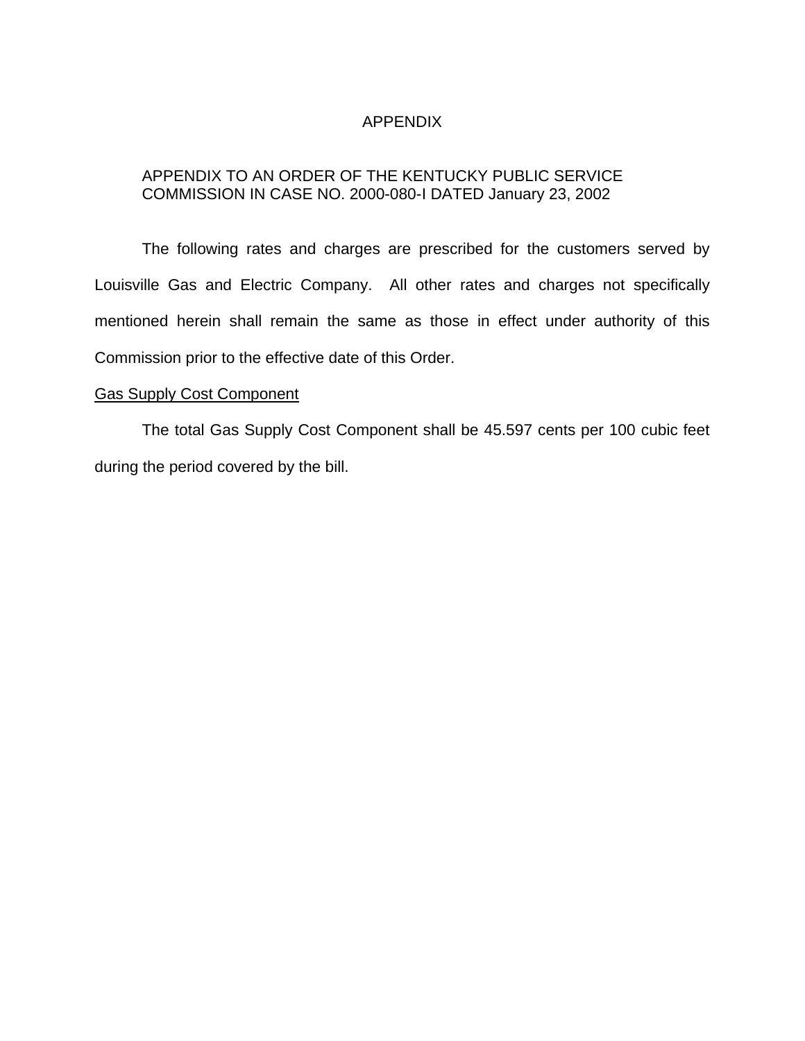# APPENDIX

APPENDIX TO AN ORDER OF THE KENTUCKY PUBLIC SERVICE COMMISSION IN CASE NO. 2000-080-I DATED January 23, 2002

The following rates and charges are prescribed for the customers served by Louisville Gas and Electric Company. All other rates and charges not specifically mentioned herein shall remain the same as those in effect under authority of this Commission prior to the effective date of this Order.

<u>Gas Supply Cost Component</u>

The total Gas Supply Cost Component shall be 45.597 cents per 100 cubic feet during the period covered by the bill.